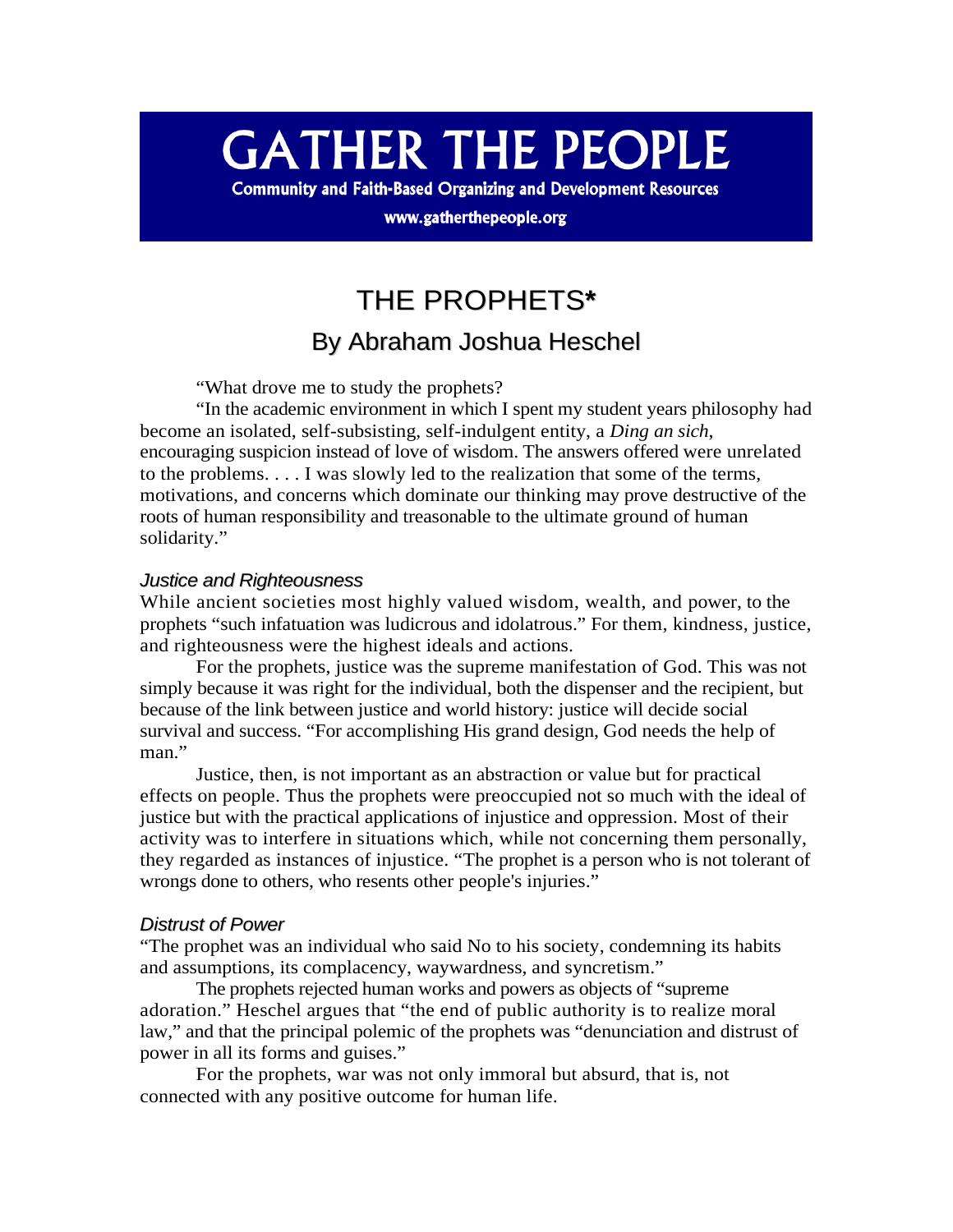# GATHER THE PEOPLE

**Community and Faith-Based Organizing and Development Resources**

**www.gatherthepeople.org**

# THE PROPHETS*

## By Abraham Joshua Heschel

"What drove me to study the prophets?

"In the academic environment in which I spent my student years philosophy had become an isolated, self-subsisting, self-indulgent entity, a *Ding an sich*, encouraging suspicion instead of love of wisdom. The answers offered were unrelated to the problems. . . . I was slowly led to the realization that some of the terms, motivations, and concerns which dominate our thinking may prove destructive of the roots of human responsibility and treasonable to the ultimate ground of human solidarity."

### *Justice and Righteousness*

While ancient societies most highly valued wisdom, wealth, and power, to the prophets "such infatuation was ludicrous and idolatrous." For them, kindness, justice, and righteousness were the highest ideals and actions.

For the prophets, justice was the supreme manifestation of God. This was not simply because it was right for the individual, both the dispenser and the recipient, but because of the link between justice and world history: justice will decide social survival and success. "For accomplishing His grand design, God needs the help of man."

Justice, then, is not important as an abstraction or value but for practical effects on people. Thus the prophets were preoccupied not so much with the ideal of justice but with the practical applications of injustice and oppression. Most of their activity was to interfere in situations which, while not concerning them personally, they regarded as instances of injustice. "The prophet is a person who is not tolerant of wrongs done to others, who resents other people's injuries."

### *Distrust of Power*

"The prophet was an individual who said No to his society, condemning its habits and assumptions, its complacency, waywardness, and syncretism."

The prophets rejected human works and powers as objects of "supreme adoration." Heschel argues that "the end of public authority is to realize moral law," and that the principal polemic of the prophets was "denunciation and distrust of power in all its forms and guises."

For the prophets, war was not only immoral but absurd, that is, not connected with any positive outcome for human life.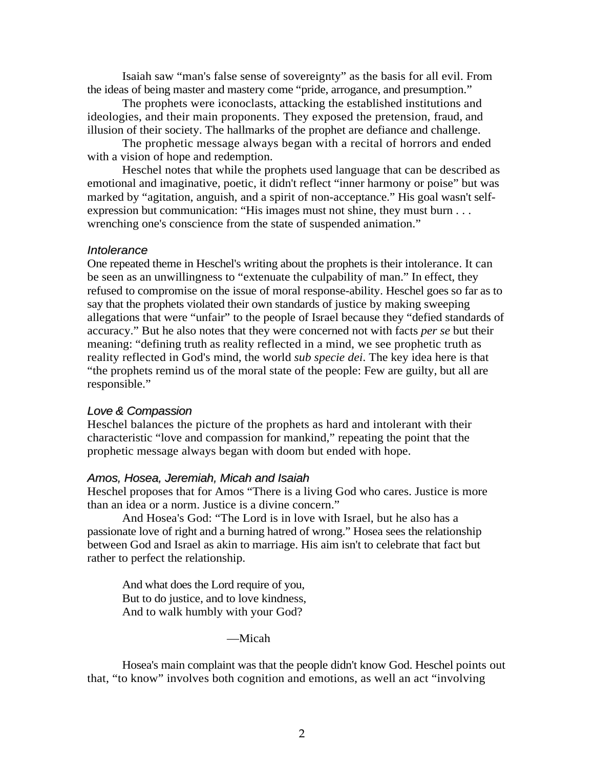Isaiah saw “man's false sense of sovereignty” as the basis for all evil. From the ideas of being master and mastery come “pride, arrogance, and presumption.”

The prophets were iconoclasts, attacking the established institutions and ideologies, and their main proponents. They exposed the pretension, fraud, and illusion of their society. The hallmarks of the prophet are defiance and challenge.

The prophetic message always began with a recital of horrors and ended with a vision of hope and redemption.

Heschel notes that while the prophets used language that can be described as emotional and imaginative, poetic, it didn't reflect “inner harmony or poise” but was marked by “agitation, anguish, and a spirit of non-acceptance.” His goal wasn't self-expression but communication: “His images must not shine, they must burn . . . wrenching one's conscience from the state of suspended animation.”

### *Intolerance*

One repeated theme in Heschel's writing about the prophets is their intolerance. It can be seen as an unwillingness to “extenuate the culpability of man.” In effect, they refused to compromise on the issue of moral response-ability. Heschel goes so far as to say that the prophets violated their own standards of justice by making sweeping allegations that were “unfair” to the people of Israel because they “defied standards of accuracy.” But he also notes that they were concerned not with facts *per se* but their meaning: “defining truth as reality reflected in a mind, we see prophetic truth as reality reflected in God's mind, the world *sub specie dei*. The key idea here is that “the prophets remind us of the moral state of the people: Few are guilty, but all are responsible.”

### *Love & Compassion*

Heschel balances the picture of the prophets as hard and intolerant with their characteristic “love and compassion for mankind,” repeating the point that the prophetic message always began with doom but ended with hope.

### *Amos, Hosea, Jeremiah, Micah and Isaiah*

Heschel proposes that for Amos “There is a living God who cares. Justice is more than an idea or a norm. Justice is a divine concern.”

And Hosea's God: “The Lord is in love with Israel, but he also has a passionate love of right and a burning hatred of wrong.” Hosea sees the relationship between God and Israel as akin to marriage. His aim isn't to celebrate that fact but rather to perfect the relationship.

> And what does the Lord require of you,
> But to do justice, and to love kindness,
> And to walk humbly with your God?
>
> —Micah

Hosea's main complaint was that the people didn't know God. Heschel points out that, “to know” involves both cognition and emotions, as well an act “involving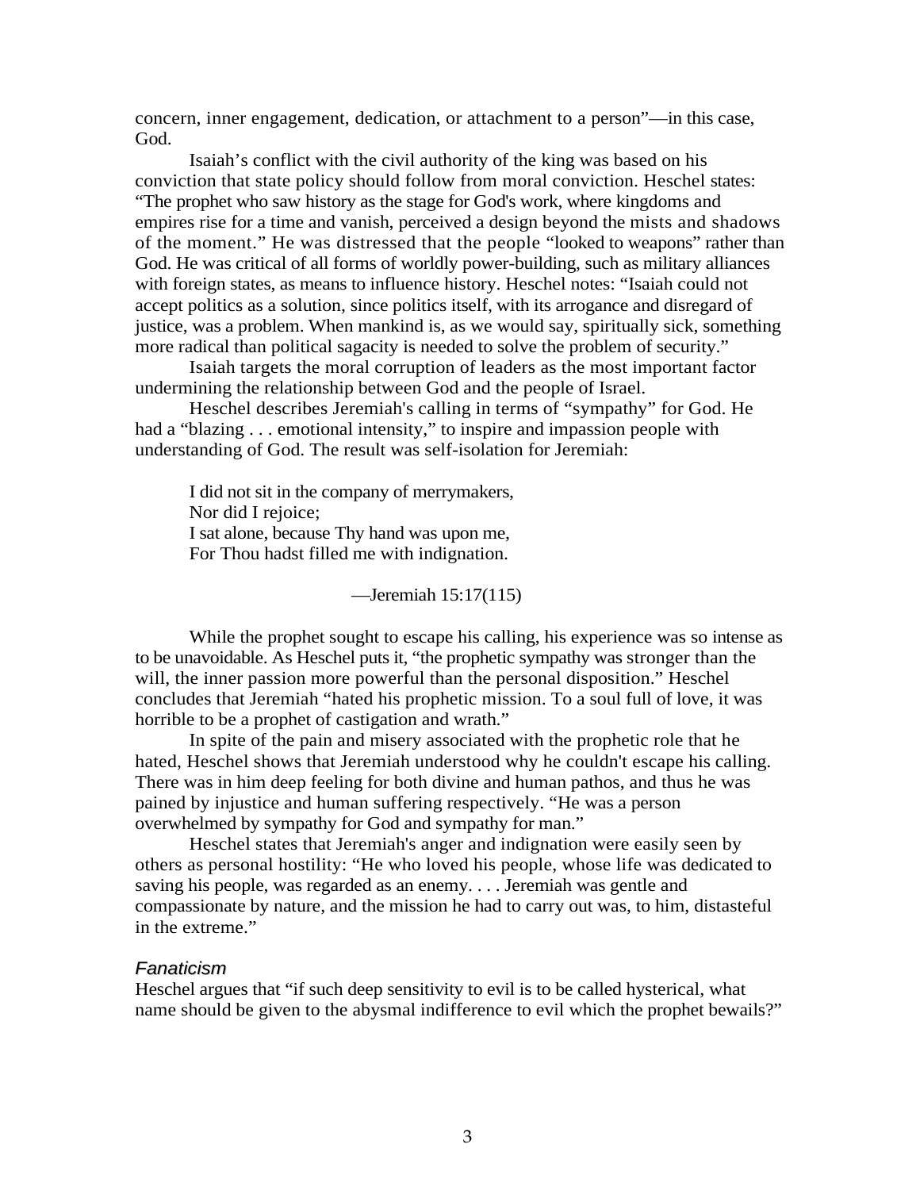concern, inner engagement, dedication, or attachment to a person"—in this case, God.

Isaiah's conflict with the civil authority of the king was based on his conviction that state policy should follow from moral conviction. Heschel states: "The prophet who saw history as the stage for God's work, where kingdoms and empires rise for a time and vanish, perceived a design beyond the mists and shadows of the moment." He was distressed that the people "looked to weapons" rather than God. He was critical of all forms of worldly power-building, such as military alliances with foreign states, as means to influence history. Heschel notes: "Isaiah could not accept politics as a solution, since politics itself, with its arrogance and disregard of justice, was a problem. When mankind is, as we would say, spiritually sick, something more radical than political sagacity is needed to solve the problem of security."

Isaiah targets the moral corruption of leaders as the most important factor undermining the relationship between God and the people of Israel.

Heschel describes Jeremiah's calling in terms of "sympathy" for God. He had a "blazing . . . emotional intensity," to inspire and impassion people with understanding of God. The result was self-isolation for Jeremiah:

> I did not sit in the company of merrymakers,
> Nor did I rejoice;
> I sat alone, because Thy hand was upon me,
> For Thou hadst filled me with indignation.
>
> —Jeremiah 15:17(115)

While the prophet sought to escape his calling, his experience was so intense as to be unavoidable. As Heschel puts it, "the prophetic sympathy was stronger than the will, the inner passion more powerful than the personal disposition." Heschel concludes that Jeremiah "hated his prophetic mission. To a soul full of love, it was horrible to be a prophet of castigation and wrath."

In spite of the pain and misery associated with the prophetic role that he hated, Heschel shows that Jeremiah understood why he couldn't escape his calling. There was in him deep feeling for both divine and human pathos, and thus he was pained by injustice and human suffering respectively. "He was a person overwhelmed by sympathy for God and sympathy for man."

Heschel states that Jeremiah's anger and indignation were easily seen by others as personal hostility: "He who loved his people, whose life was dedicated to saving his people, was regarded as an enemy. . . . Jeremiah was gentle and compassionate by nature, and the mission he had to carry out was, to him, distasteful in the extreme."

### *Fanaticism*

Heschel argues that "if such deep sensitivity to evil is to be called hysterical, what name should be given to the abysmal indifference to evil which the prophet bewails?"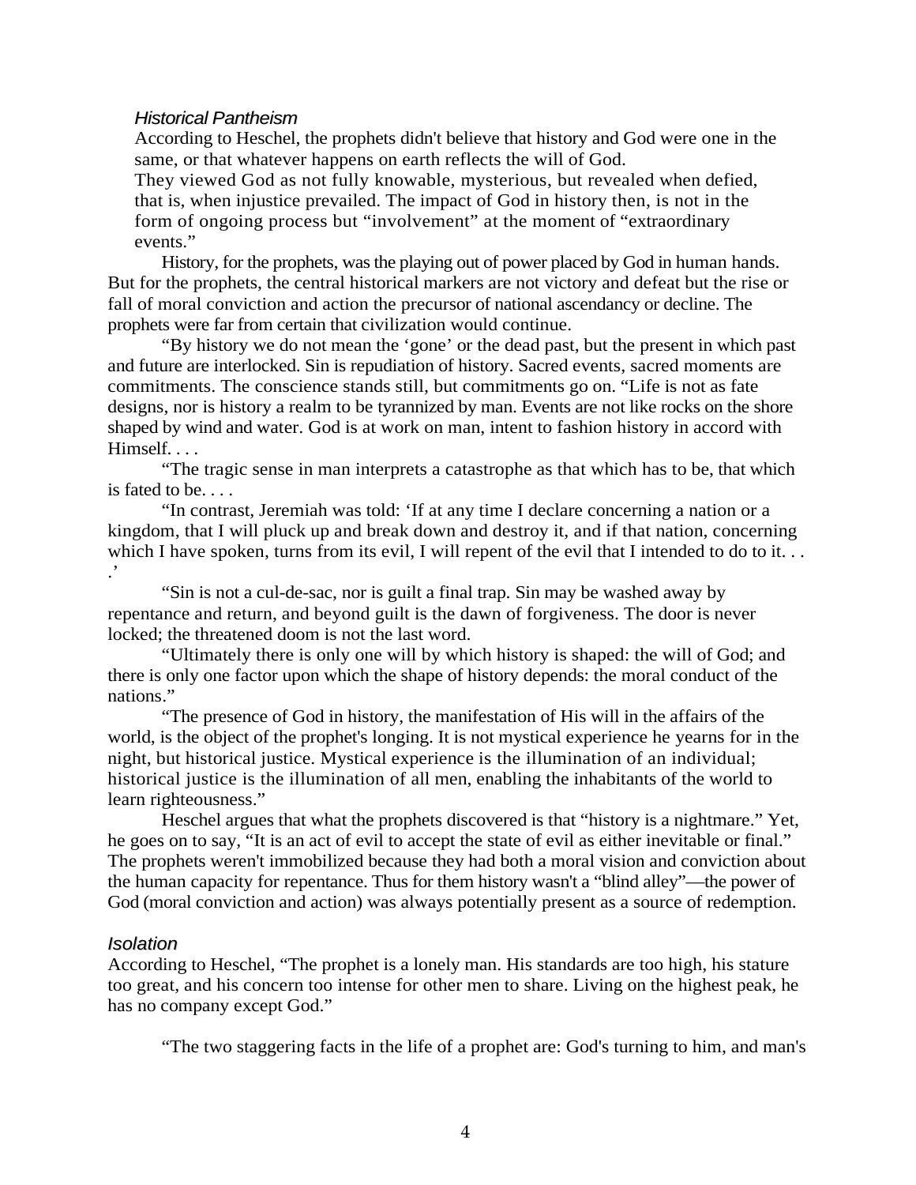### *Historical Pantheism*

According to Heschel, the prophets didn't believe that history and God were one in the same, or that whatever happens on earth reflects the will of God.

They viewed God as not fully knowable, mysterious, but revealed when defied, that is, when injustice prevailed. The impact of God in history then, is not in the form of ongoing process but "involvement" at the moment of "extraordinary events."

History, for the prophets, was the playing out of power placed by God in human hands. But for the prophets, the central historical markers are not victory and defeat but the rise or fall of moral conviction and action the precursor of national ascendancy or decline. The prophets were far from certain that civilization would continue.

"By history we do not mean the 'gone' or the dead past, but the present in which past and future are interlocked. Sin is repudiation of history. Sacred events, sacred moments are commitments. The conscience stands still, but commitments go on. "Life is not as fate designs, nor is history a realm to be tyrannized by man. Events are not like rocks on the shore shaped by wind and water. God is at work on man, intent to fashion history in accord with Himself. . . .

"The tragic sense in man interprets a catastrophe as that which has to be, that which is fated to be. . . .

"In contrast, Jeremiah was told: 'If at any time I declare concerning a nation or a kingdom, that I will pluck up and break down and destroy it, and if that nation, concerning which I have spoken, turns from its evil, I will repent of the evil that I intended to do to it. . . .'

"Sin is not a cul-de-sac, nor is guilt a final trap. Sin may be washed away by repentance and return, and beyond guilt is the dawn of forgiveness. The door is never locked; the threatened doom is not the last word.

"Ultimately there is only one will by which history is shaped: the will of God; and there is only one factor upon which the shape of history depends: the moral conduct of the nations."

"The presence of God in history, the manifestation of His will in the affairs of the world, is the object of the prophet's longing. It is not mystical experience he yearns for in the night, but historical justice. Mystical experience is the illumination of an individual; historical justice is the illumination of all men, enabling the inhabitants of the world to learn righteousness."

Heschel argues that what the prophets discovered is that "history is a nightmare." Yet, he goes on to say, "It is an act of evil to accept the state of evil as either inevitable or final." The prophets weren't immobilized because they had both a moral vision and conviction about the human capacity for repentance. Thus for them history wasn't a "blind alley"—the power of God (moral conviction and action) was always potentially present as a source of redemption.

### *Isolation*

According to Heschel, "The prophet is a lonely man. His standards are too high, his stature too great, and his concern too intense for other men to share. Living on the highest peak, he has no company except God."

"The two staggering facts in the life of a prophet are: God's turning to him, and man's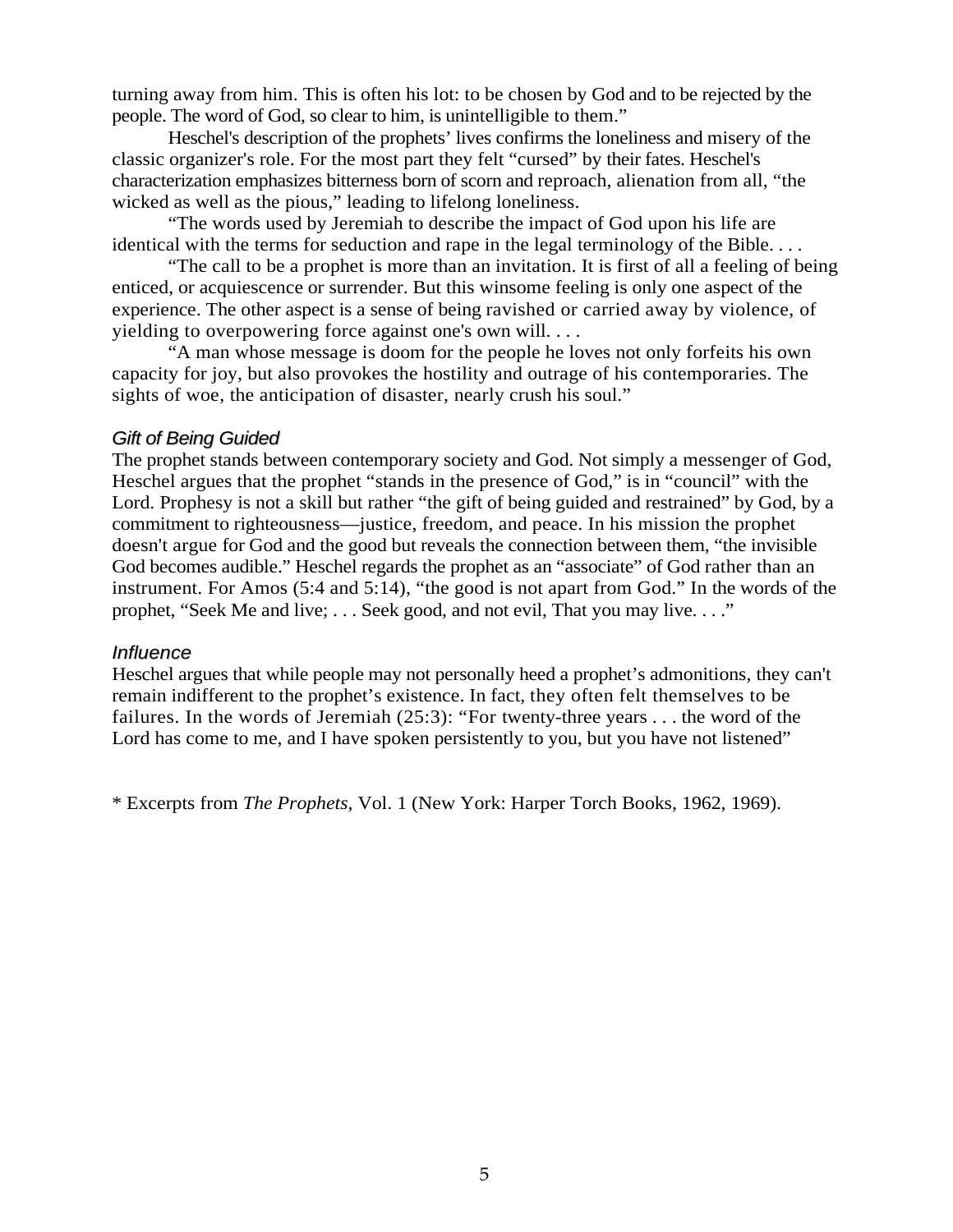turning away from him. This is often his lot: to be chosen by God and to be rejected by the people. The word of God, so clear to him, is unintelligible to them."

Heschel's description of the prophets' lives confirms the loneliness and misery of the classic organizer's role. For the most part they felt "cursed" by their fates. Heschel's characterization emphasizes bitterness born of scorn and reproach, alienation from all, "the wicked as well as the pious," leading to lifelong loneliness.

"The words used by Jeremiah to describe the impact of God upon his life are identical with the terms for seduction and rape in the legal terminology of the Bible. . . .

"The call to be a prophet is more than an invitation. It is first of all a feeling of being enticed, or acquiescence or surrender. But this winsome feeling is only one aspect of the experience. The other aspect is a sense of being ravished or carried away by violence, of yielding to overpowering force against one's own will. . . .

"A man whose message is doom for the people he loves not only forfeits his own capacity for joy, but also provokes the hostility and outrage of his contemporaries. The sights of woe, the anticipation of disaster, nearly crush his soul."

### *Gift of Being Guided*

The prophet stands between contemporary society and God. Not simply a messenger of God, Heschel argues that the prophet "stands in the presence of God," is in "council" with the Lord. Prophesy is not a skill but rather "the gift of being guided and restrained" by God, by a commitment to righteousness—justice, freedom, and peace. In his mission the prophet doesn't argue for God and the good but reveals the connection between them, "the invisible God becomes audible." Heschel regards the prophet as an "associate" of God rather than an instrument. For Amos (5:4 and 5:14), "the good is not apart from God." In the words of the prophet, "Seek Me and live; . . . Seek good, and not evil, That you may live. . . ."

### *Influence*

Heschel argues that while people may not personally heed a prophet's admonitions, they can't remain indifferent to the prophet's existence. In fact, they often felt themselves to be failures. In the words of Jeremiah (25:3): "For twenty-three years . . . the word of the Lord has come to me, and I have spoken persistently to you, but you have not listened"

* Excerpts from *The Prophets*, Vol. 1 (New York: Harper Torch Books, 1962, 1969).